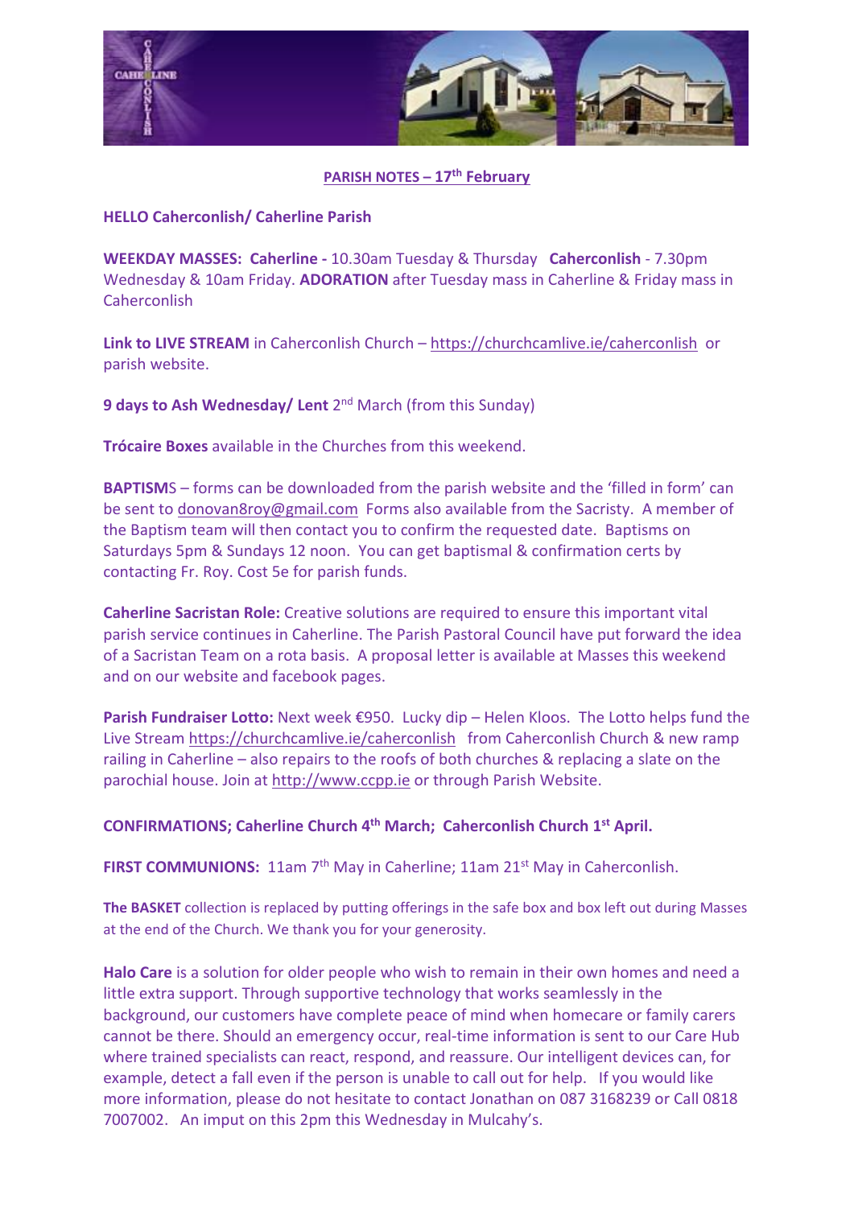**PARISH NOTES – 17th February**

**HELLO Caherconlish/ Caherline Parish**

**WEEKDAY MASSES: Caherline -** 10.30am Tuesday & Thursday **Caherconlish** - 7.30pm Wednesday & 10am Friday. **ADORATION** after Tuesday mass in Caherline & Friday mass in Caherconlish

**Link to LIVE STREAM** in Caherconlish Church – https://churchcamlive.ie/caherconlish or parish website.

**9 days to Ash Wednesday/ Lent** 2nd March (from this Sunday)

**Trócaire Boxes** available in the Churches from this weekend.

**BAPTISM**S – forms can be downloaded from the parish website and the 'filled in form' can be sent to donovan8roy@gmail.com Forms also available from the Sacristy. A member of the Baptism team will then contact you to confirm the requested date. Baptisms on Saturdays 5pm & Sundays 12 noon. You can get baptismal & confirmation certs by contacting Fr. Roy. Cost 5e for parish funds.

**Caherline Sacristan Role:** Creative solutions are required to ensure this important vital parish service continues in Caherline. The Parish Pastoral Council have put forward the idea of a Sacristan Team on a rota basis. A proposal letter is available at Masses this weekend and on our website and facebook pages.

**Parish Fundraiser Lotto:** Next week €950. Lucky dip – Helen Kloos. The Lotto helps fund the Live Stream https://churchcamlive.ie/caherconlish from Caherconlish Church & new ramp railing in Caherline – also repairs to the roofs of both churches & replacing a slate on the parochial house. Join at http://www.ccpp.ie or through Parish Website.

**CONFIRMATIONS; Caherline Church 4th March; Caherconlish Church 1st April.**

**FIRST COMMUNIONS:** 11am 7th May in Caherline; 11am 21st May in Caherconlish.

**The BASKET** collection is replaced by putting offerings in the safe box and box left out during Masses at the end of the Church. We thank you for your generosity.

**Halo Care** is a solution for older people who wish to remain in their own homes and need a little extra support. Through supportive technology that works seamlessly in the background, our customers have complete peace of mind when homecare or family carers cannot be there. Should an emergency occur, real-time information is sent to our Care Hub where trained specialists can react, respond, and reassure. Our intelligent devices can, for example, detect a fall even if the person is unable to call out for help. If you would like more information, please do not hesitate to contact Jonathan on 087 3168239 or Call 0818 7007002. An imput on this 2pm this Wednesday in Mulcahy's.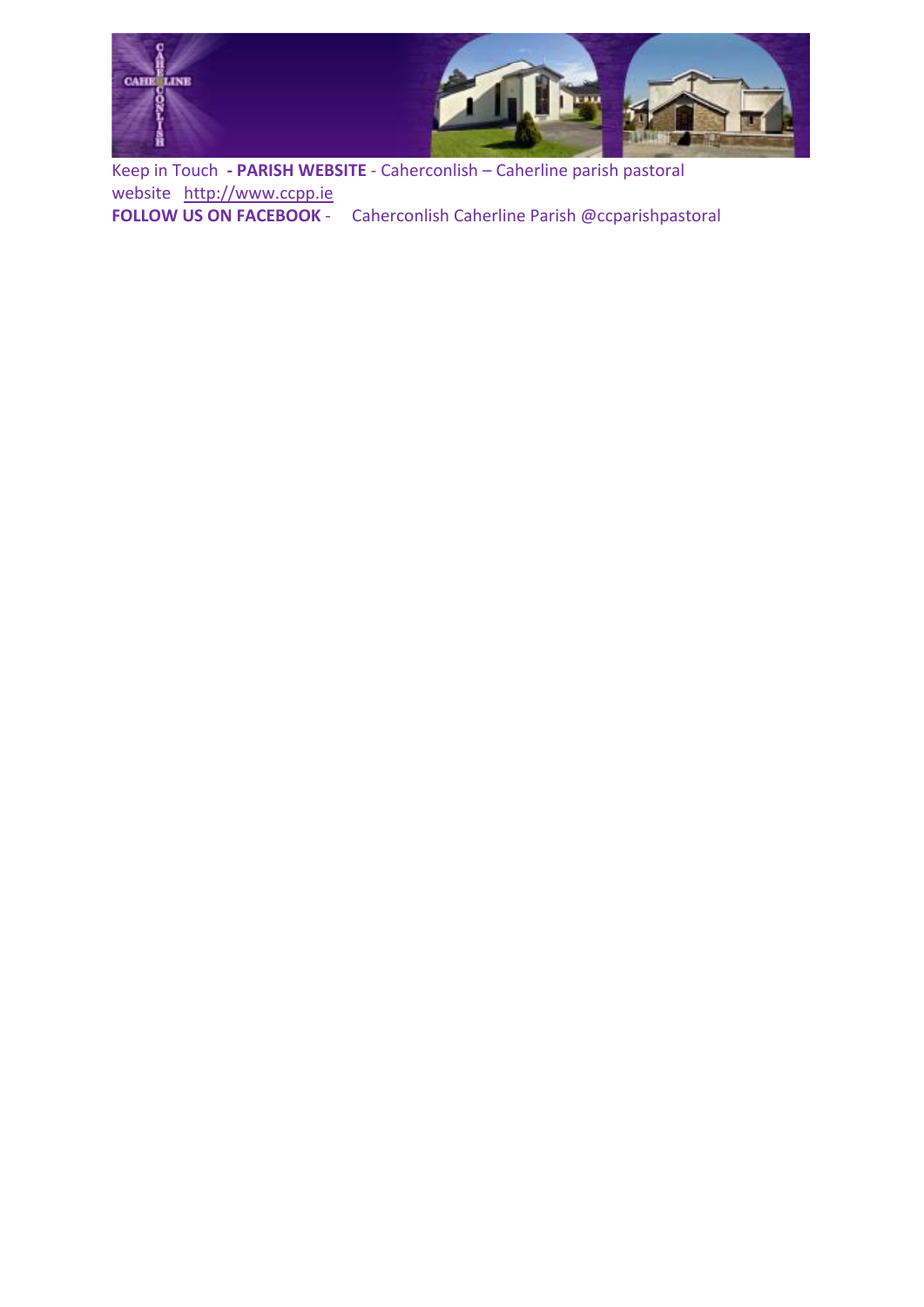Keep in Touch **- PARISH WEBSITE** - Caherconlish – Caherline parish pastoral website http://www.ccpp.ie

**FOLLOW US ON FACEBOOK** - Caherconlish Caherline Parish @ccparishpastoral